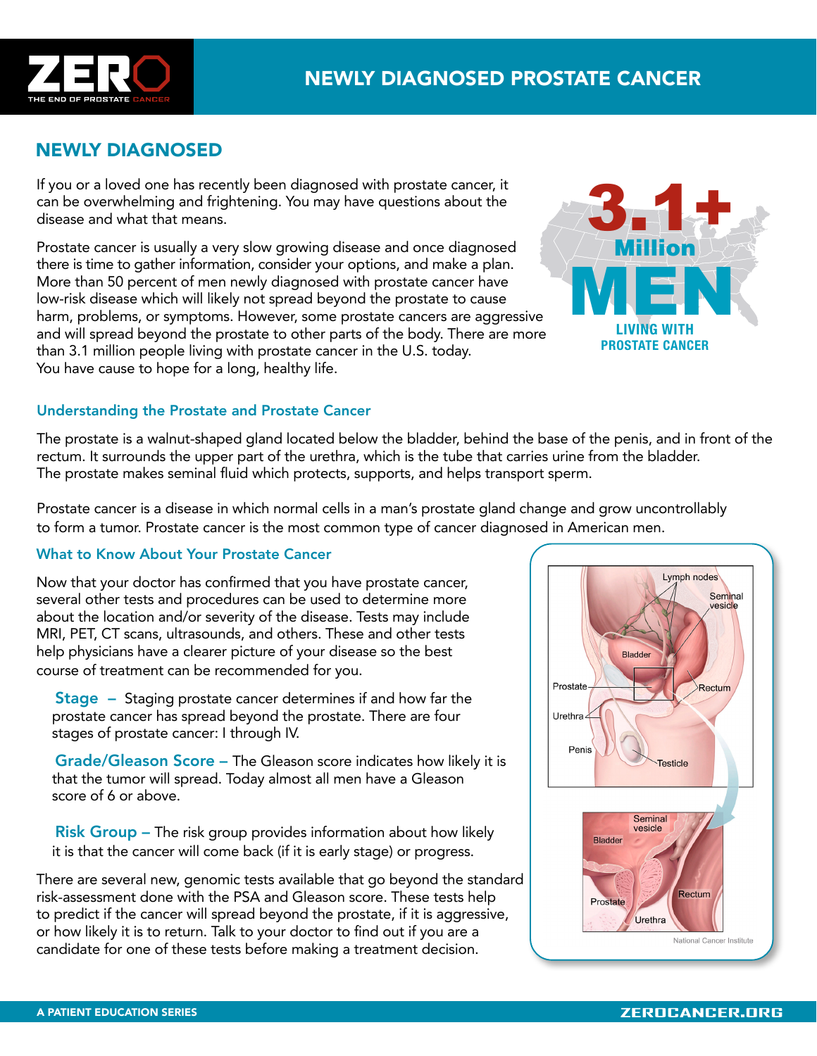# NEWLY DIAGNOSED PROSTATE CANCER

## NEWLY DIAGNOSED

If you or a loved one has recently been diagnosed with prostate cancer, it can be overwhelming and frightening. You may have questions about the disease and what that means.

Prostate cancer is usually a very slow growing disease and once diagnosed there is time to gather information, consider your options, and make a plan. More than 50 percent of men newly diagnosed with prostate cancer have low-risk disease which will likely not spread beyond the prostate to cause harm, problems, or symptoms. However, some prostate cancers are aggressive and will spread beyond the prostate to other parts of the body. There are more than 3.1 million people living with prostate cancer in the U.S. today. You have cause to hope for a long, healthy life.

**3.1+ Million MEN LIVING WITH PROSTATE CANCER**

### Understanding the Prostate and Prostate Cancer

The prostate is a walnut-shaped gland located below the bladder, behind the base of the penis, and in front of the rectum. It surrounds the upper part of the urethra, which is the tube that carries urine from the bladder. The prostate makes seminal fluid which protects, supports, and helps transport sperm.

Prostate cancer is a disease in which normal cells in a man's prostate gland change and grow uncontrollably to form a tumor. Prostate cancer is the most common type of cancer diagnosed in American men.

### What to Know About Your Prostate Cancer

Now that your doctor has confirmed that you have prostate cancer, several other tests and procedures can be used to determine more about the location and/or severity of the disease. Tests may include MRI, PET, CT scans, ultrasounds, and others. These and other tests help physicians have a clearer picture of your disease so the best course of treatment can be recommended for you.

**Stage** – Staging prostate cancer determines if and how far the prostate cancer has spread beyond the prostate. There are four stages of prostate cancer: I through IV.

**Grade/Gleason Score** – The Gleason score indicates how likely it is that the tumor will spread. Today almost all men have a Gleason score of 6 or above.

**Risk Group** – The risk group provides information about how likely it is that the cancer will come back (if it is early stage) or progress.

There are several new, genomic tests available that go beyond the standard risk-assessment done with the PSA and Gleason score. These tests help to predict if the cancer will spread beyond the prostate, if it is aggressive, or how likely it is to return. Talk to your doctor to find out if you are a candidate for one of these tests before making a treatment decision.

National Cancer Institute

A PATIENT EDUCATION SERIES

ZEROCANCER.ORG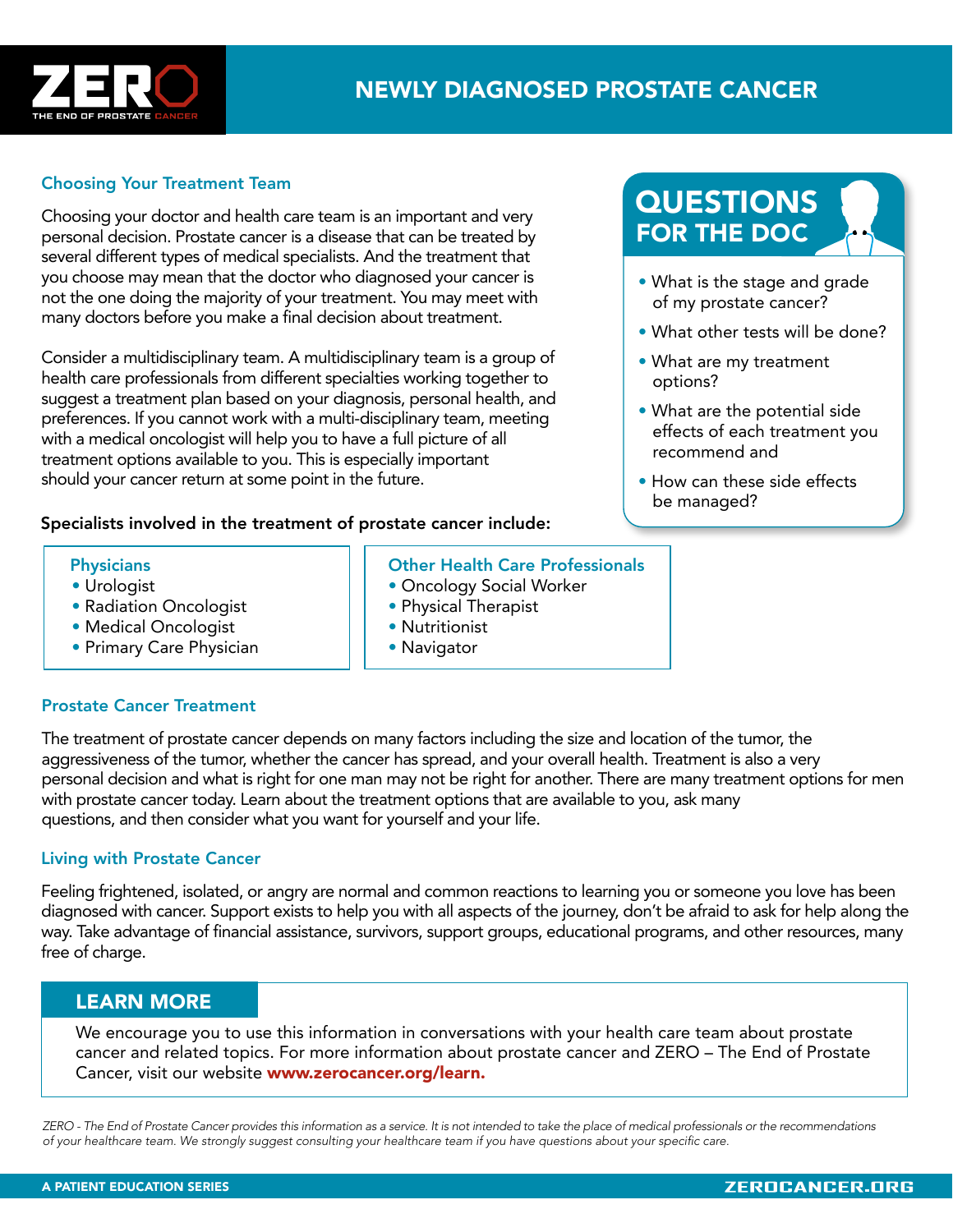# NEWLY DIAGNOSED PROSTATE CANCER

## Choosing Your Treatment Team

Choosing your doctor and health care team is an important and very personal decision. Prostate cancer is a disease that can be treated by several different types of medical specialists. And the treatment that you choose may mean that the doctor who diagnosed your cancer is not the one doing the majority of your treatment. You may meet with many doctors before you make a final decision about treatment.

Consider a multidisciplinary team. A multidisciplinary team is a group of health care professionals from different specialties working together to suggest a treatment plan based on your diagnosis, personal health, and preferences. If you cannot work with a multi-disciplinary team, meeting with a medical oncologist will help you to have a full picture of all treatment options available to you. This is especially important should your cancer return at some point in the future.

## QUESTIONS FOR THE DOC

- What is the stage and grade of my prostate cancer?
- What other tests will be done?
- What are my treatment options?
- What are the potential side effects of each treatment you recommend and
- How can these side effects be managed?

**Specialists involved in the treatment of prostate cancer include:**

**Physicians**
- Urologist
- Radiation Oncologist
- Medical Oncologist
- Primary Care Physician

**Other Health Care Professionals**
- Oncology Social Worker
- Physical Therapist
- Nutritionist
- Navigator

## Prostate Cancer Treatment

The treatment of prostate cancer depends on many factors including the size and location of the tumor, the aggressiveness of the tumor, whether the cancer has spread, and your overall health. Treatment is also a very personal decision and what is right for one man may not be right for another. There are many treatment options for men with prostate cancer today. Learn about the treatment options that are available to you, ask many questions, and then consider what you want for yourself and your life.

## Living with Prostate Cancer

Feeling frightened, isolated, or angry are normal and common reactions to learning you or someone you love has been diagnosed with cancer. Support exists to help you with all aspects of the journey, don't be afraid to ask for help along the way. Take advantage of financial assistance, survivors, support groups, educational programs, and other resources, many free of charge.

## LEARN MORE

We encourage you to use this information in conversations with your health care team about prostate cancer and related topics. For more information about prostate cancer and ZERO – The End of Prostate Cancer, visit our website **www.zerocancer.org/learn.**

*ZERO - The End of Prostate Cancer provides this information as a service. It is not intended to take the place of medical professionals or the recommendations of your healthcare team. We strongly suggest consulting your healthcare team if you have questions about your specific care.*